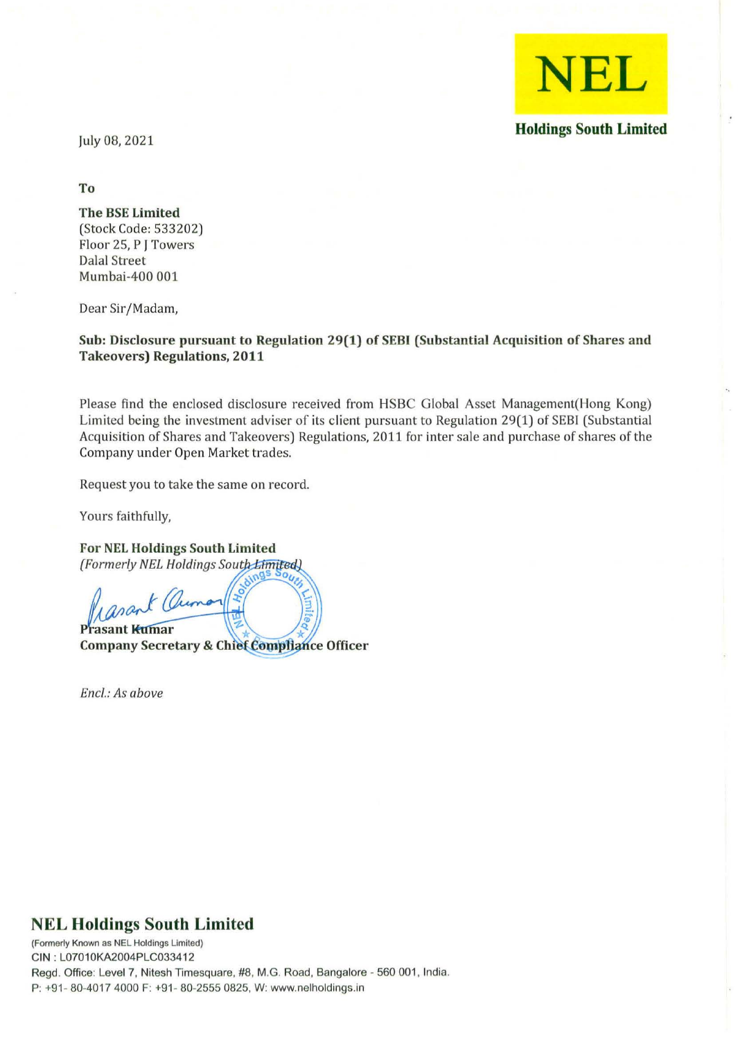**NEL**

**Holdings South Limited**

July 08, 2021

**To**

**The BSE Limited**
(Stock Code: 533202)
Floor 25, P J Towers
Dalal Street
Mumbai-400 001

Dear Sir/Madam,

**Sub: Disclosure pursuant to Regulation 29(1) of SEBI (Substantial Acquisition of Shares and Takeovers) Regulations, 2011**

Please find the enclosed disclosure received from HSBC Global Asset Management(Hong Kong) Limited being the investment adviser of its client pursuant to Regulation 29(1) of SEBI (Substantial Acquisition of Shares and Takeovers) Regulations, 2011 for inter sale and purchase of shares of the Company under Open Market trades.

Request you to take the same on record.

Yours faithfully,

**For NEL Holdings South Limited**
*(Formerly NEL Holdings South Limited)*

**Prasant Kumar**
**Company Secretary & Chief Compliance Officer**

*Encl.: As above*

**NEL Holdings South Limited**

(Formerly Known as NEL Holdings Limited)
CIN : L07010KA2004PLC033412
Regd. Office: Level 7, Nitesh Timesquare, #8, M.G. Road, Bangalore - 560 001, India.
P: +91- 80-4017 4000 F: +91- 80-2555 0825, W: www.nelholdings.in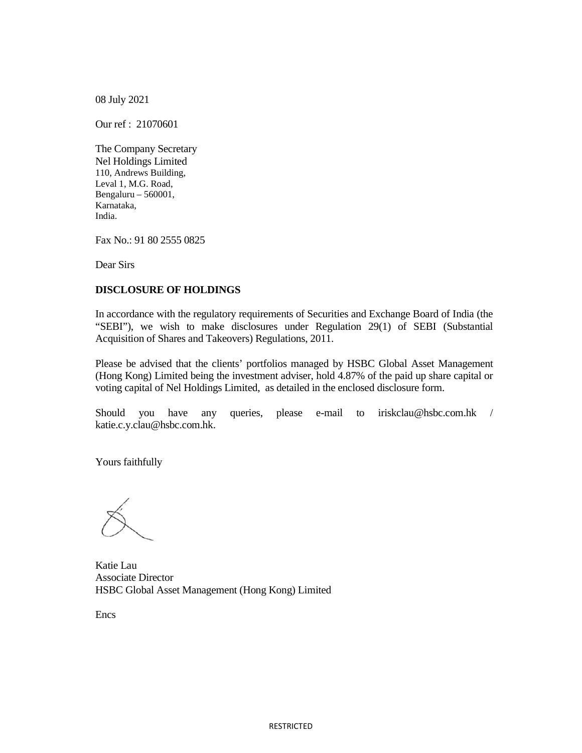08 July 2021

Our ref : 21070601

The Company Secretary
Nel Holdings Limited
110, Andrews Building,
Leval 1, M.G. Road,
Bengaluru – 560001,
Karnataka,
India.

Fax No.: 91 80 2555 0825

Dear Sirs

**DISCLOSURE OF HOLDINGS**

In accordance with the regulatory requirements of Securities and Exchange Board of India (the "SEBI"), we wish to make disclosures under Regulation 29(1) of SEBI (Substantial Acquisition of Shares and Takeovers) Regulations, 2011.

Please be advised that the clients' portfolios managed by HSBC Global Asset Management (Hong Kong) Limited being the investment adviser, hold 4.87% of the paid up share capital or voting capital of Nel Holdings Limited, as detailed in the enclosed disclosure form.

Should you have any queries, please e-mail to iriskclau@hsbc.com.hk / katie.c.y.clau@hsbc.com.hk.

Yours faithfully

Katie Lau
Associate Director
HSBC Global Asset Management (Hong Kong) Limited

Encs

RESTRICTED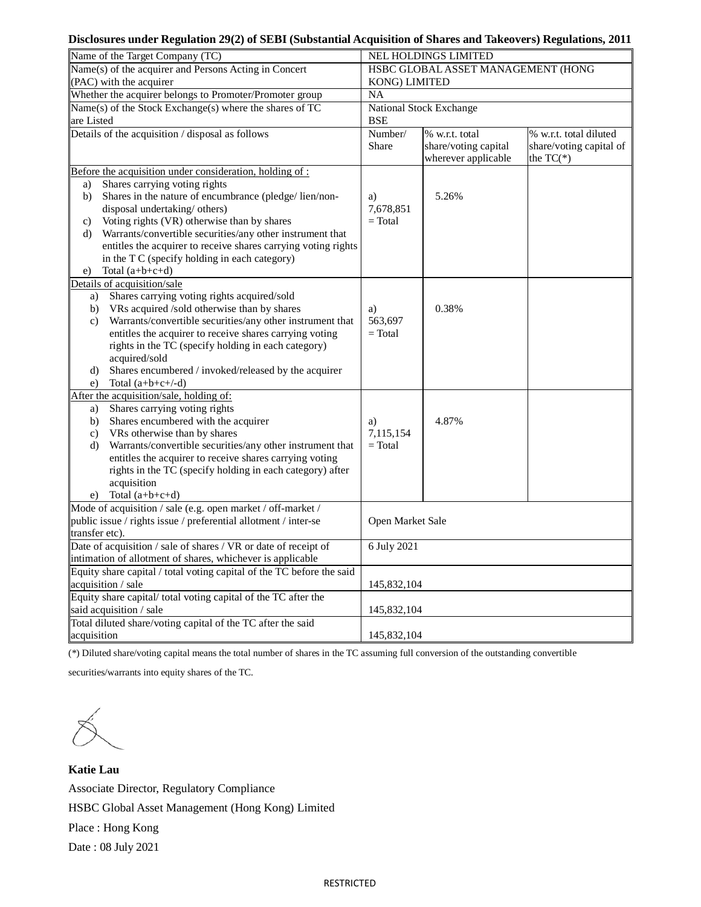**Disclosures under Regulation 29(2) of SEBI (Substantial Acquisition of Shares and Takeovers) Regulations, 2011**

| | | | |
|---|---|---|---|
| Name of the Target Company (TC) | NEL HOLDINGS LIMITED | | |
| Name(s) of the acquirer and Persons Acting in Concert (PAC) with the acquirer | HSBC GLOBAL ASSET MANAGEMENT (HONG KONG) LIMITED | | |
| Whether the acquirer belongs to Promoter/Promoter group | NA | | |
| Name(s) of the Stock Exchange(s) where the shares of TC are Listed | National Stock Exchange<br>BSE | | |
| Details of the acquisition / disposal as follows | Number/ Share | % w.r.t. total share/voting capital wherever applicable | % w.r.t. total diluted share/voting capital of the TC(*) |
| Before the acquisition under consideration, holding of :<br>a) Shares carrying voting rights<br>b) Shares in the nature of encumbrance (pledge/ lien/non-disposal undertaking/ others)<br>c) Voting rights (VR) otherwise than by shares<br>d) Warrants/convertible securities/any other instrument that entitles the acquirer to receive shares carrying voting rights in the T C (specify holding in each category)<br>e) Total (a+b+c+d) | a) 7,678,851 = Total | 5.26% | |
| Details of acquisition/sale<br>a) Shares carrying voting rights acquired/sold<br>b) VRs acquired /sold otherwise than by shares<br>c) Warrants/convertible securities/any other instrument that entitles the acquirer to receive shares carrying voting rights in the TC (specify holding in each category) acquired/sold<br>d) Shares encumbered / invoked/released by the acquirer<br>e) Total (a+b+c+/-d) | a) 563,697 = Total | 0.38% | |
| After the acquisition/sale, holding of:<br>a) Shares carrying voting rights<br>b) Shares encumbered with the acquirer<br>c) VRs otherwise than by shares<br>d) Warrants/convertible securities/any other instrument that entitles the acquirer to receive shares carrying voting rights in the TC (specify holding in each category) after acquisition<br>e) Total (a+b+c+d) | a) 7,115,154 = Total | 4.87% | |
| Mode of acquisition / sale (e.g. open market / off-market / public issue / rights issue / preferential allotment / inter-se transfer etc). | Open Market Sale | | |
| Date of acquisition / sale of shares / VR or date of receipt of intimation of allotment of shares, whichever is applicable | 6 July 2021 | | |
| Equity share capital / total voting capital of the TC before the said acquisition / sale | 145,832,104 | | |
| Equity share capital/ total voting capital of the TC after the said acquisition / sale | 145,832,104 | | |
| Total diluted share/voting capital of the TC after the said acquisition | 145,832,104 | | |

(*) Diluted share/voting capital means the total number of shares in the TC assuming full conversion of the outstanding convertible securities/warrants into equity shares of the TC.

**Katie Lau**

Associate Director, Regulatory Compliance

HSBC Global Asset Management (Hong Kong) Limited

Place : Hong Kong

Date : 08 July 2021

RESTRICTED